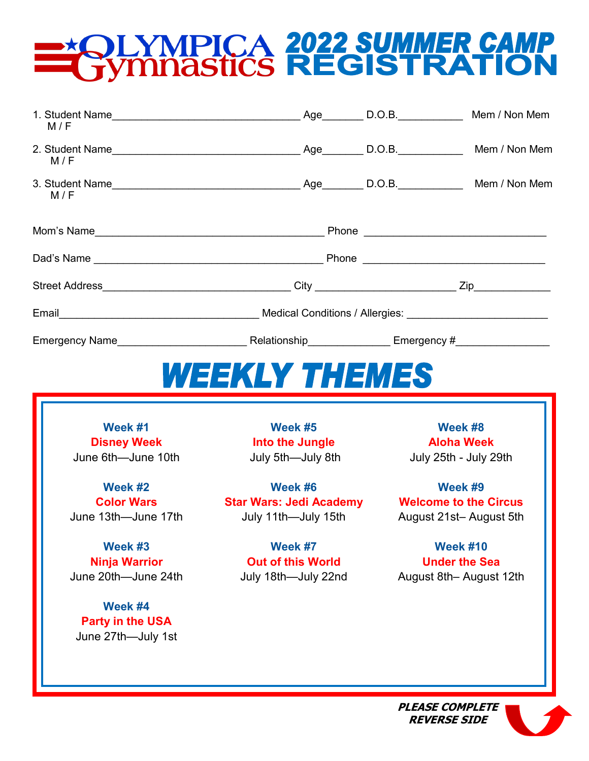# OLYMPICA Gymnastics 2022 SUMMER CAMP REGISTRATION

1. Student Name________________________________ Age_______ D.O.B.___________ Mem / Non Mem
   M / F

2. Student Name________________________________ Age_______ D.O.B.___________ Mem / Non Mem
   M / F

3. Student Name________________________________ Age_______ D.O.B.___________ Mem / Non Mem
   M / F

Mom's Name_______________________________________ Phone _______________________________

Dad's Name _______________________________________ Phone _______________________________

Street Address________________________________ City ________________________ Zip_____________

Email__________________________________ Medical Conditions / Allergies: ________________________

Emergency Name______________________ Relationship______________ Emergency #________________

## WEEKLY THEMES

**Week #1**
**Disney Week**
June 6th—June 10th

**Week #2**
**Color Wars**
June 13th—June 17th

**Week #3**
**Ninja Warrior**
June 20th—June 24th

**Week #4**
**Party in the USA**
June 27th—July 1st

**Week #5**
**Into the Jungle**
July 5th—July 8th

**Week #6**
**Star Wars: Jedi Academy**
July 11th—July 15th

**Week #7**
**Out of this World**
July 18th—July 22nd

**Week #8**
**Aloha Week**
July 25th - July 29th

**Week #9**
**Welcome to the Circus**
August 21st– August 5th

**Week #10**
**Under the Sea**
August 8th– August 12th

***PLEASE COMPLETE REVERSE SIDE***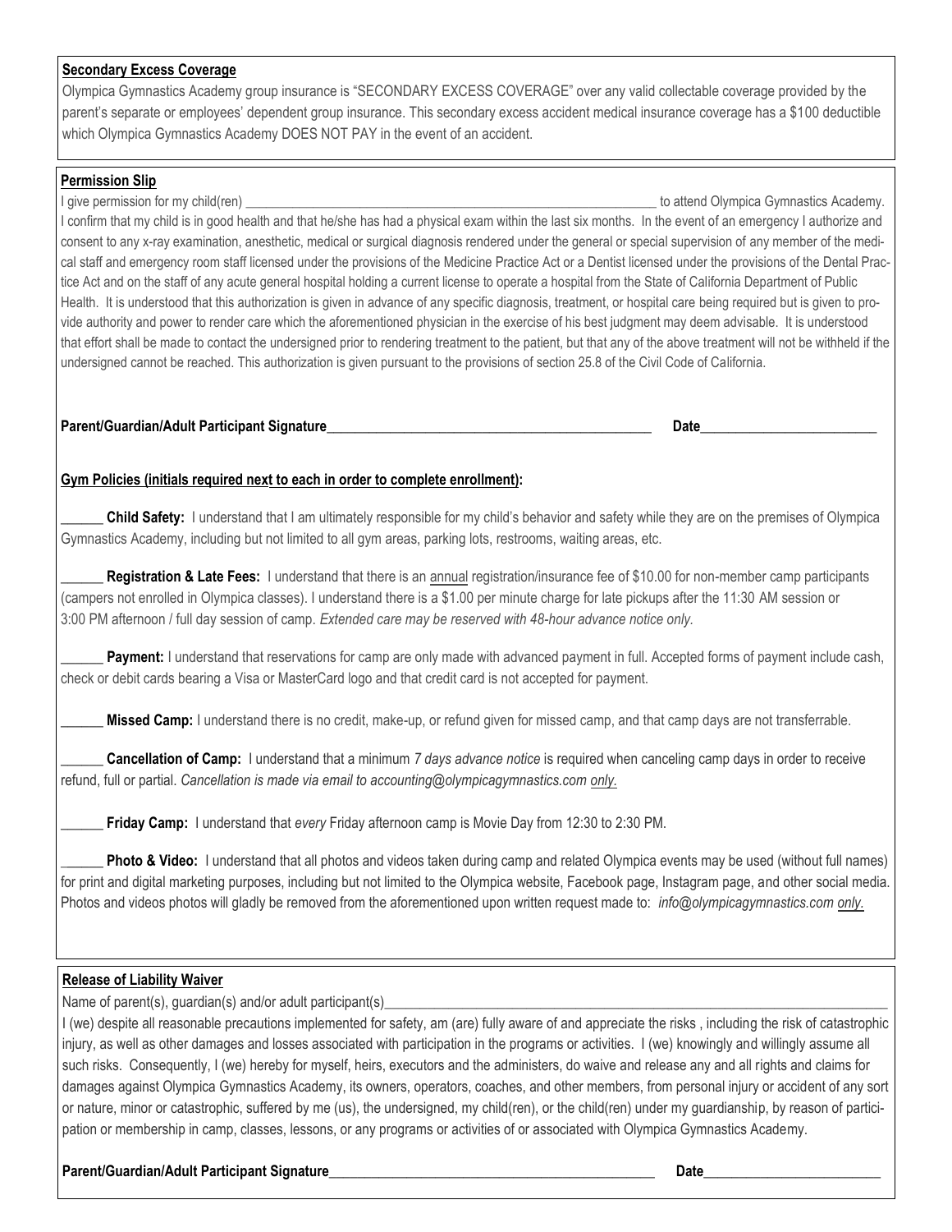**Secondary Excess Coverage**

Olympica Gymnastics Academy group insurance is "SECONDARY EXCESS COVERAGE" over any valid collectable coverage provided by the parent's separate or employees' dependent group insurance. This secondary excess accident medical insurance coverage has a $100 deductible which Olympica Gymnastics Academy DOES NOT PAY in the event of an accident.

**Permission Slip**

I give permission for my child(ren) ______________________________________________________________ to attend Olympica Gymnastics Academy. I confirm that my child is in good health and that he/she has had a physical exam within the last six months. In the event of an emergency I authorize and consent to any x-ray examination, anesthetic, medical or surgical diagnosis rendered under the general or special supervision of any member of the medical staff and emergency room staff licensed under the provisions of the Medicine Practice Act or a Dentist licensed under the provisions of the Dental Practice Act and on the staff of any acute general hospital holding a current license to operate a hospital from the State of California Department of Public Health. It is understood that this authorization is given in advance of any specific diagnosis, treatment, or hospital care being required but is given to provide authority and power to render care which the aforementioned physician in the exercise of his best judgment may deem advisable. It is understood that effort shall be made to contact the undersigned prior to rendering treatment to the patient, but that any of the above treatment will not be withheld if the undersigned cannot be reached. This authorization is given pursuant to the provisions of section 25.8 of the Civil Code of California.

**Parent/Guardian/Adult Participant Signature**_______________________________________________ **Date**_________________________

**Gym Policies (initials required next to each in order to complete enrollment):**

______ **Child Safety:** I understand that I am ultimately responsible for my child's behavior and safety while they are on the premises of Olympica Gymnastics Academy, including but not limited to all gym areas, parking lots, restrooms, waiting areas, etc.

______ **Registration & Late Fees:** I understand that there is an annual registration/insurance fee of $10.00 for non-member camp participants (campers not enrolled in Olympica classes). I understand there is a $1.00 per minute charge for late pickups after the 11:30 AM session or 3:00 PM afternoon / full day session of camp. *Extended care may be reserved with 48-hour advance notice only.*

______ **Payment:** I understand that reservations for camp are only made with advanced payment in full. Accepted forms of payment include cash, check or debit cards bearing a Visa or MasterCard logo and that credit card is not accepted for payment.

______ **Missed Camp:** I understand there is no credit, make-up, or refund given for missed camp, and that camp days are not transferrable.

______ **Cancellation of Camp:** I understand that a minimum *7 days advance notice* is required when canceling camp days in order to receive refund, full or partial. *Cancellation is made via email to accounting@olympicagymnastics.com only.*

______ **Friday Camp:** I understand that *every* Friday afternoon camp is Movie Day from 12:30 to 2:30 PM.

______ **Photo & Video:** I understand that all photos and videos taken during camp and related Olympica events may be used (without full names) for print and digital marketing purposes, including but not limited to the Olympica website, Facebook page, Instagram page, and other social media. Photos and videos photos will gladly be removed from the aforementioned upon written request made to: *info@olympicagymnastics.com only.*

**Release of Liability Waiver**

Name of parent(s), guardian(s) and/or adult participant(s)_____________________________________________________________________

I (we) despite all reasonable precautions implemented for safety, am (are) fully aware of and appreciate the risks , including the risk of catastrophic injury, as well as other damages and losses associated with participation in the programs or activities. I (we) knowingly and willingly assume all such risks. Consequently, I (we) hereby for myself, heirs, executors and the administers, do waive and release any and all rights and claims for damages against Olympica Gymnastics Academy, its owners, operators, coaches, and other members, from personal injury or accident of any sort or nature, minor or catastrophic, suffered by me (us), the undersigned, my child(ren), or the child(ren) under my guardianship, by reason of participation or membership in camp, classes, lessons, or any programs or activities of or associated with Olympica Gymnastics Academy.

**Parent/Guardian/Adult Participant Signature**_______________________________________________ **Date**_________________________